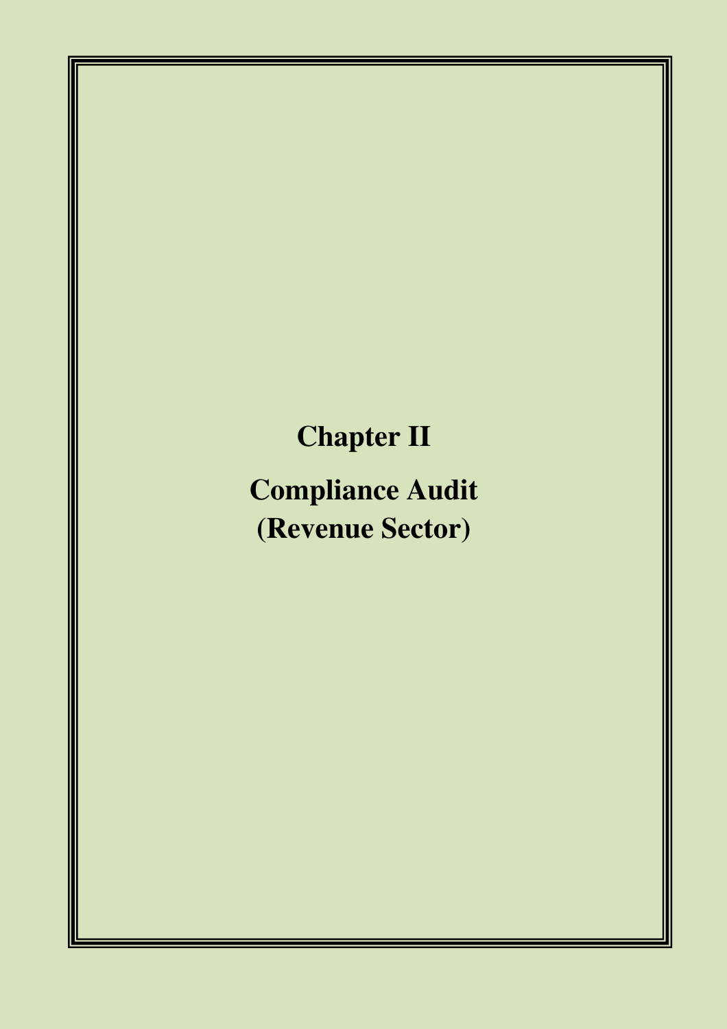# Chapter II

# Compliance Audit (Revenue Sector)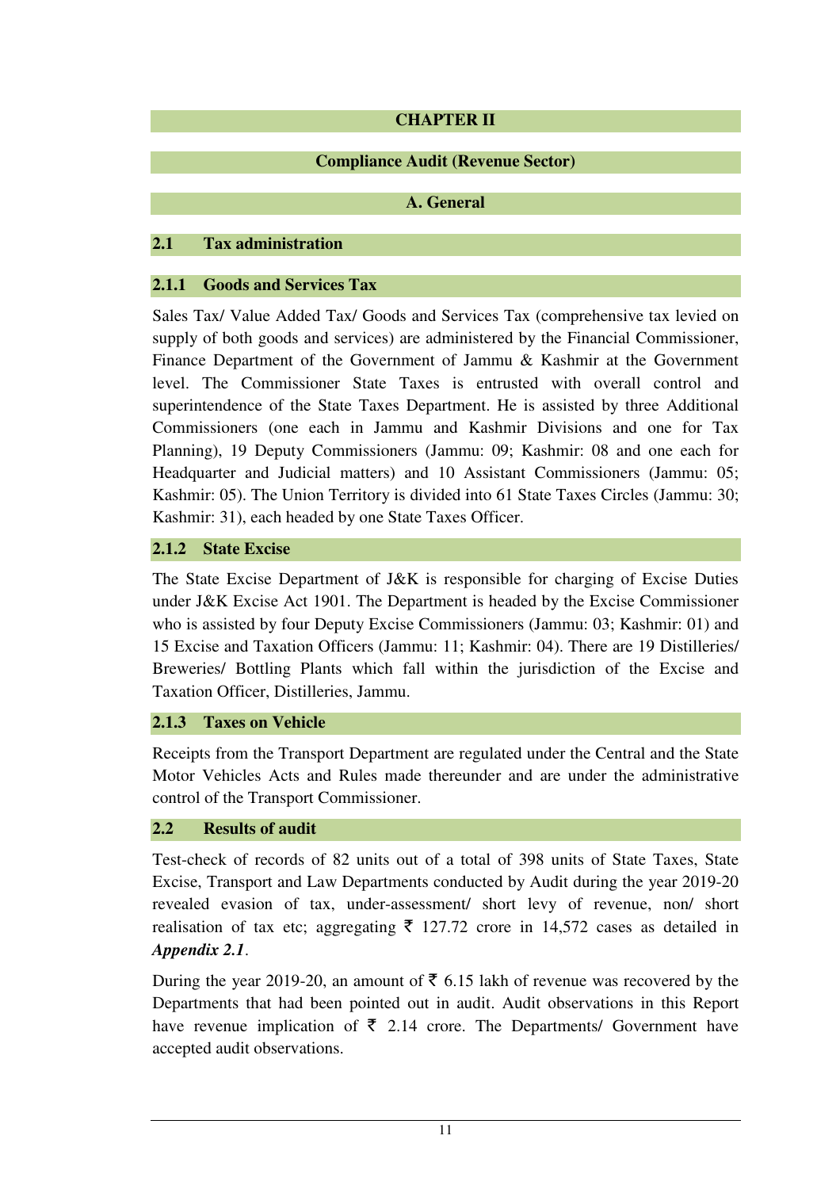# CHAPTER II

## Compliance Audit (Revenue Sector)

## A. General

### 2.1 Tax administration

#### 2.1.1 Goods and Services Tax

Sales Tax/ Value Added Tax/ Goods and Services Tax (comprehensive tax levied on supply of both goods and services) are administered by the Financial Commissioner, Finance Department of the Government of Jammu & Kashmir at the Government level. The Commissioner State Taxes is entrusted with overall control and superintendence of the State Taxes Department. He is assisted by three Additional Commissioners (one each in Jammu and Kashmir Divisions and one for Tax Planning), 19 Deputy Commissioners (Jammu: 09; Kashmir: 08 and one each for Headquarter and Judicial matters) and 10 Assistant Commissioners (Jammu: 05; Kashmir: 05). The Union Territory is divided into 61 State Taxes Circles (Jammu: 30; Kashmir: 31), each headed by one State Taxes Officer.

#### 2.1.2 State Excise

The State Excise Department of J&K is responsible for charging of Excise Duties under J&K Excise Act 1901. The Department is headed by the Excise Commissioner who is assisted by four Deputy Excise Commissioners (Jammu: 03; Kashmir: 01) and 15 Excise and Taxation Officers (Jammu: 11; Kashmir: 04). There are 19 Distilleries/ Breweries/ Bottling Plants which fall within the jurisdiction of the Excise and Taxation Officer, Distilleries, Jammu.

#### 2.1.3 Taxes on Vehicle

Receipts from the Transport Department are regulated under the Central and the State Motor Vehicles Acts and Rules made thereunder and are under the administrative control of the Transport Commissioner.

### 2.2 Results of audit

Test-check of records of 82 units out of a total of 398 units of State Taxes, State Excise, Transport and Law Departments conducted by Audit during the year 2019-20 revealed evasion of tax, under-assessment/ short levy of revenue, non/ short realisation of tax etc; aggregating ₹ 127.72 crore in 14,572 cases as detailed in ***Appendix 2.1***.

During the year 2019-20, an amount of ₹ 6.15 lakh of revenue was recovered by the Departments that had been pointed out in audit. Audit observations in this Report have revenue implication of ₹ 2.14 crore. The Departments/ Government have accepted audit observations.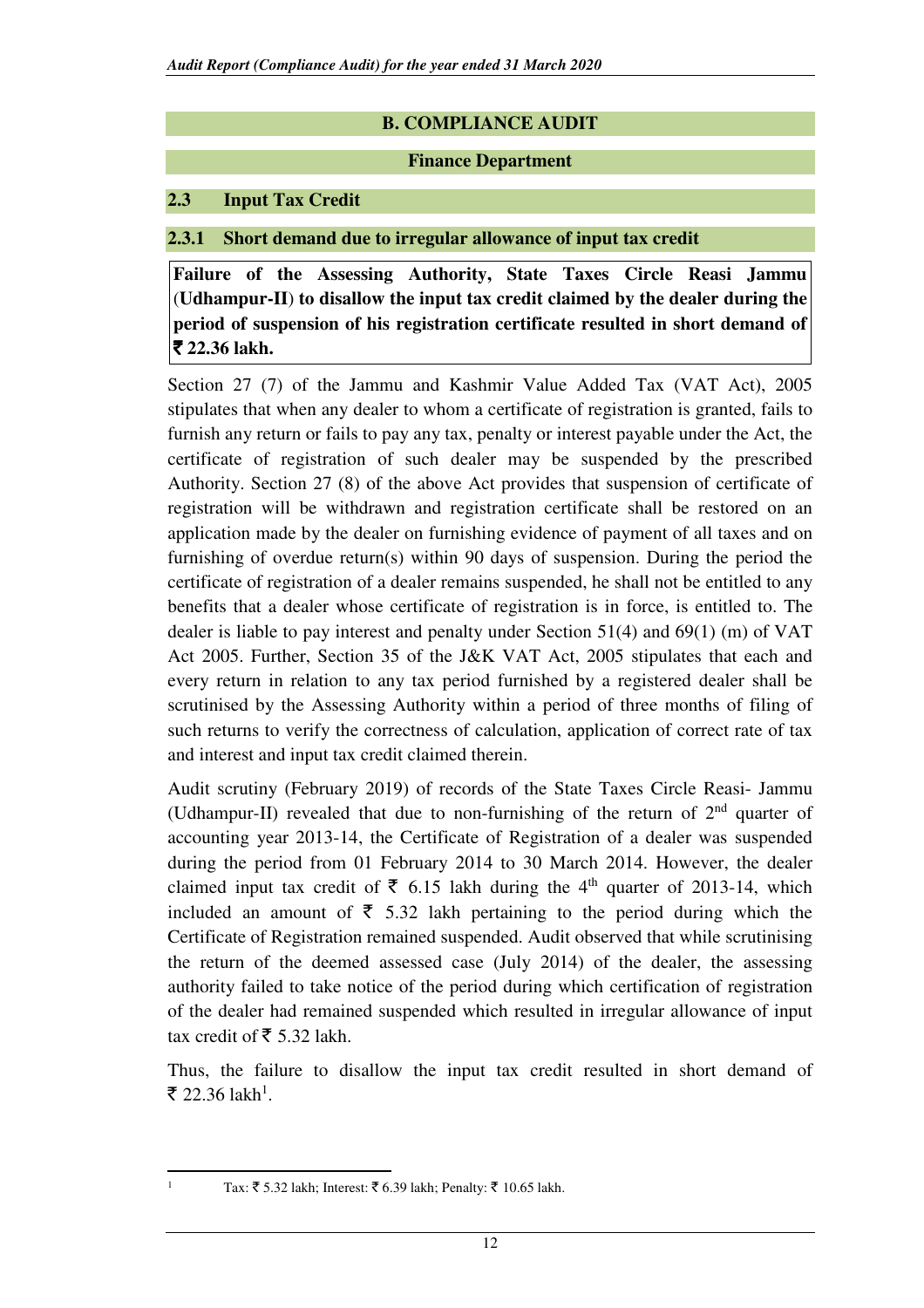## B. COMPLIANCE AUDIT

### Finance Department

## 2.3 Input Tax Credit

### 2.3.1 Short demand due to irregular allowance of input tax credit

**Failure of the Assessing Authority, State Taxes Circle Reasi Jammu (Udhampur-II) to disallow the input tax credit claimed by the dealer during the period of suspension of his registration certificate resulted in short demand of ₹ 22.36 lakh.**

Section 27 (7) of the Jammu and Kashmir Value Added Tax (VAT Act), 2005 stipulates that when any dealer to whom a certificate of registration is granted, fails to furnish any return or fails to pay any tax, penalty or interest payable under the Act, the certificate of registration of such dealer may be suspended by the prescribed Authority. Section 27 (8) of the above Act provides that suspension of certificate of registration will be withdrawn and registration certificate shall be restored on an application made by the dealer on furnishing evidence of payment of all taxes and on furnishing of overdue return(s) within 90 days of suspension. During the period the certificate of registration of a dealer remains suspended, he shall not be entitled to any benefits that a dealer whose certificate of registration is in force, is entitled to. The dealer is liable to pay interest and penalty under Section 51(4) and 69(1) (m) of VAT Act 2005. Further, Section 35 of the J&K VAT Act, 2005 stipulates that each and every return in relation to any tax period furnished by a registered dealer shall be scrutinised by the Assessing Authority within a period of three months of filing of such returns to verify the correctness of calculation, application of correct rate of tax and interest and input tax credit claimed therein.

Audit scrutiny (February 2019) of records of the State Taxes Circle Reasi- Jammu (Udhampur-II) revealed that due to non-furnishing of the return of 2nd quarter of accounting year 2013-14, the Certificate of Registration of a dealer was suspended during the period from 01 February 2014 to 30 March 2014. However, the dealer claimed input tax credit of ₹ 6.15 lakh during the 4th quarter of 2013-14, which included an amount of ₹ 5.32 lakh pertaining to the period during which the Certificate of Registration remained suspended. Audit observed that while scrutinising the return of the deemed assessed case (July 2014) of the dealer, the assessing authority failed to take notice of the period during which certification of registration of the dealer had remained suspended which resulted in irregular allowance of input tax credit of ₹ 5.32 lakh.

Thus, the failure to disallow the input tax credit resulted in short demand of ₹ 22.36 lakh[1].

[1] Tax: ₹ 5.32 lakh; Interest: ₹ 6.39 lakh; Penalty: ₹ 10.65 lakh.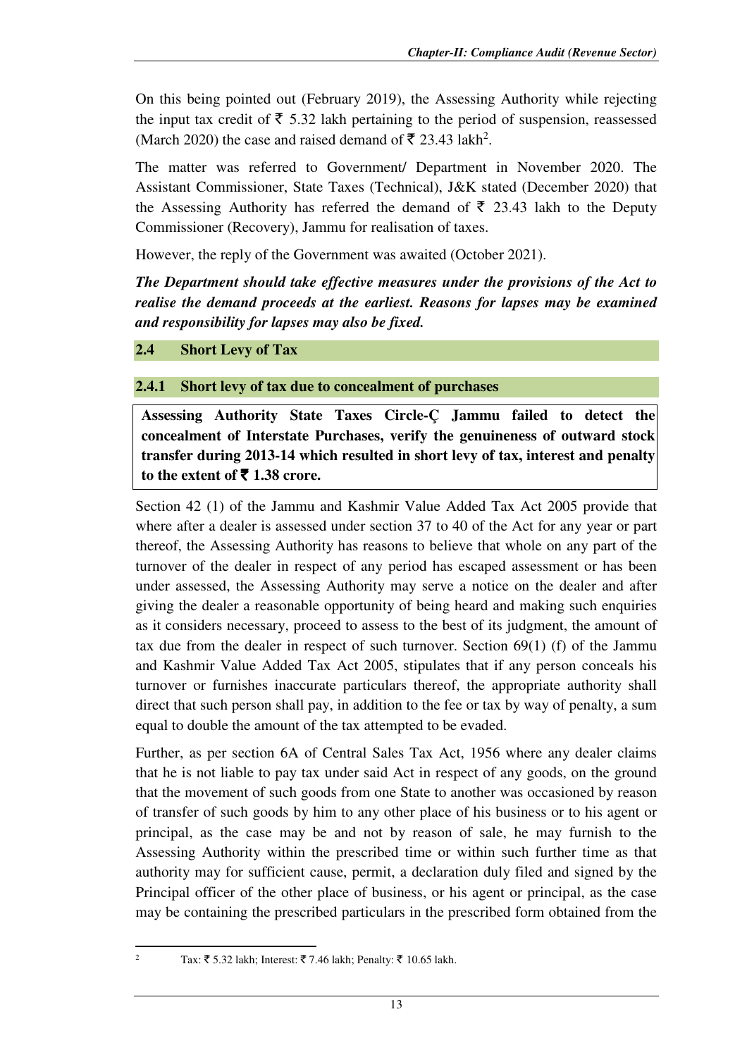On this being pointed out (February 2019), the Assessing Authority while rejecting the input tax credit of ₹ 5.32 lakh pertaining to the period of suspension, reassessed (March 2020) the case and raised demand of ₹ 23.43 lakh[2].

The matter was referred to Government/ Department in November 2020. The Assistant Commissioner, State Taxes (Technical), J&K stated (December 2020) that the Assessing Authority has referred the demand of ₹ 23.43 lakh to the Deputy Commissioner (Recovery), Jammu for realisation of taxes.

However, the reply of the Government was awaited (October 2021).

***The Department should take effective measures under the provisions of the Act to realise the demand proceeds at the earliest. Reasons for lapses may be examined and responsibility for lapses may also be fixed.***

## 2.4 Short Levy of Tax

### 2.4.1 Short levy of tax due to concealment of purchases

**Assessing Authority State Taxes Circle-Ç Jammu failed to detect the concealment of Interstate Purchases, verify the genuineness of outward stock transfer during 2013-14 which resulted in short levy of tax, interest and penalty to the extent of ₹ 1.38 crore.**

Section 42 (1) of the Jammu and Kashmir Value Added Tax Act 2005 provide that where after a dealer is assessed under section 37 to 40 of the Act for any year or part thereof, the Assessing Authority has reasons to believe that whole on any part of the turnover of the dealer in respect of any period has escaped assessment or has been under assessed, the Assessing Authority may serve a notice on the dealer and after giving the dealer a reasonable opportunity of being heard and making such enquiries as it considers necessary, proceed to assess to the best of its judgment, the amount of tax due from the dealer in respect of such turnover. Section 69(1) (f) of the Jammu and Kashmir Value Added Tax Act 2005, stipulates that if any person conceals his turnover or furnishes inaccurate particulars thereof, the appropriate authority shall direct that such person shall pay, in addition to the fee or tax by way of penalty, a sum equal to double the amount of the tax attempted to be evaded.

Further, as per section 6A of Central Sales Tax Act, 1956 where any dealer claims that he is not liable to pay tax under said Act in respect of any goods, on the ground that the movement of such goods from one State to another was occasioned by reason of transfer of such goods by him to any other place of his business or to his agent or principal, as the case may be and not by reason of sale, he may furnish to the Assessing Authority within the prescribed time or within such further time as that authority may for sufficient cause, permit, a declaration duly filed and signed by the Principal officer of the other place of business, or his agent or principal, as the case may be containing the prescribed particulars in the prescribed form obtained from the

---

[2] Tax: ₹ 5.32 lakh; Interest: ₹ 7.46 lakh; Penalty: ₹ 10.65 lakh.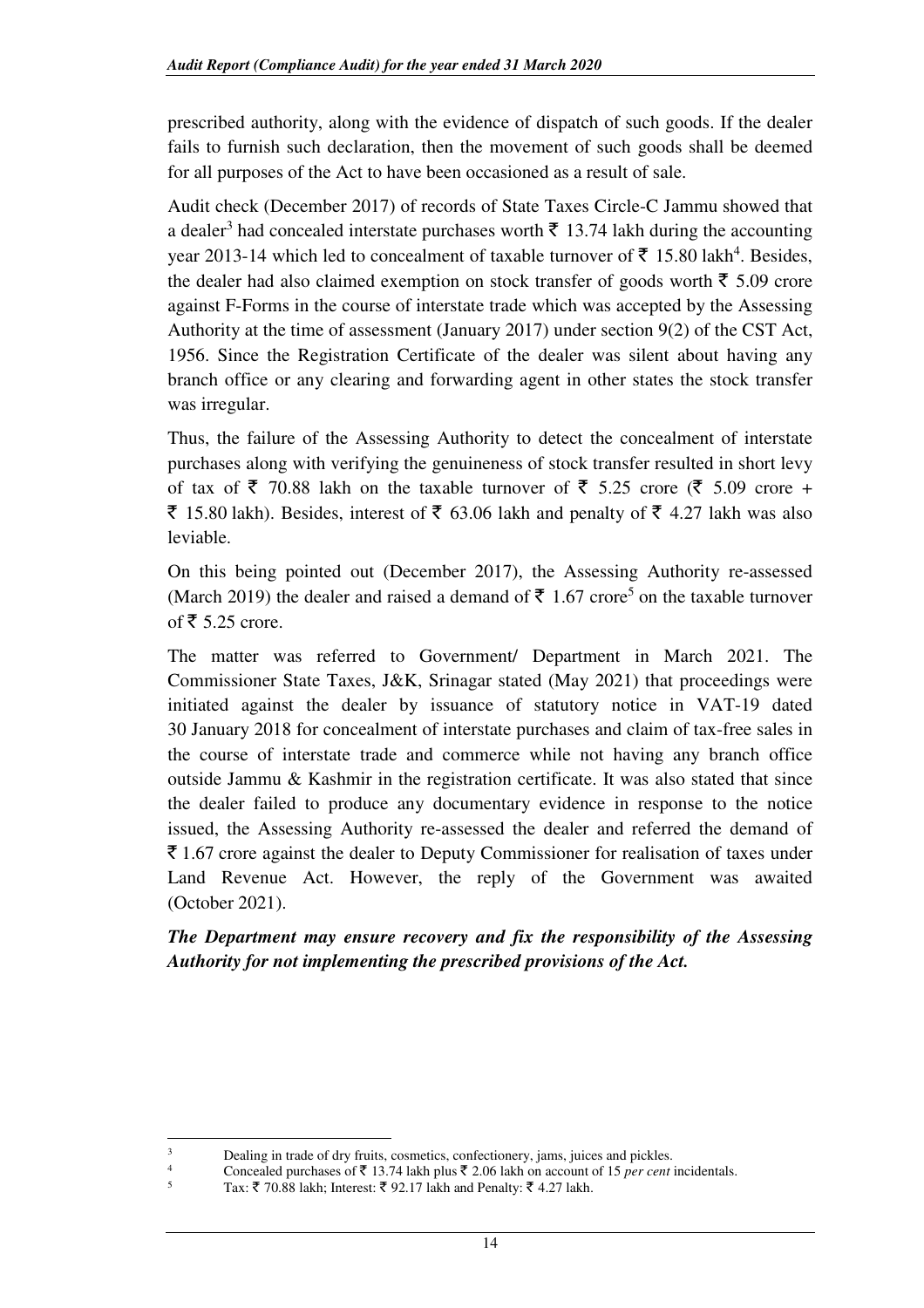prescribed authority, along with the evidence of dispatch of such goods. If the dealer fails to furnish such declaration, then the movement of such goods shall be deemed for all purposes of the Act to have been occasioned as a result of sale.

Audit check (December 2017) of records of State Taxes Circle-C Jammu showed that a dealer[3] had concealed interstate purchases worth ₹ 13.74 lakh during the accounting year 2013-14 which led to concealment of taxable turnover of ₹ 15.80 lakh[4]. Besides, the dealer had also claimed exemption on stock transfer of goods worth ₹ 5.09 crore against F-Forms in the course of interstate trade which was accepted by the Assessing Authority at the time of assessment (January 2017) under section 9(2) of the CST Act, 1956. Since the Registration Certificate of the dealer was silent about having any branch office or any clearing and forwarding agent in other states the stock transfer was irregular.

Thus, the failure of the Assessing Authority to detect the concealment of interstate purchases along with verifying the genuineness of stock transfer resulted in short levy of tax of ₹ 70.88 lakh on the taxable turnover of ₹ 5.25 crore (₹ 5.09 crore + ₹ 15.80 lakh). Besides, interest of ₹ 63.06 lakh and penalty of ₹ 4.27 lakh was also leviable.

On this being pointed out (December 2017), the Assessing Authority re-assessed (March 2019) the dealer and raised a demand of ₹ 1.67 crore[5] on the taxable turnover of ₹ 5.25 crore.

The matter was referred to Government/ Department in March 2021. The Commissioner State Taxes, J&K, Srinagar stated (May 2021) that proceedings were initiated against the dealer by issuance of statutory notice in VAT-19 dated 30 January 2018 for concealment of interstate purchases and claim of tax-free sales in the course of interstate trade and commerce while not having any branch office outside Jammu & Kashmir in the registration certificate. It was also stated that since the dealer failed to produce any documentary evidence in response to the notice issued, the Assessing Authority re-assessed the dealer and referred the demand of ₹ 1.67 crore against the dealer to Deputy Commissioner for realisation of taxes under Land Revenue Act. However, the reply of the Government was awaited (October 2021).

***The Department may ensure recovery and fix the responsibility of the Assessing Authority for not implementing the prescribed provisions of the Act.***

---

[3] Dealing in trade of dry fruits, cosmetics, confectionery, jams, juices and pickles.

[4] Concealed purchases of ₹ 13.74 lakh plus ₹ 2.06 lakh on account of 15 *per cent* incidentals.

[5] Tax: ₹ 70.88 lakh; Interest: ₹ 92.17 lakh and Penalty: ₹ 4.27 lakh.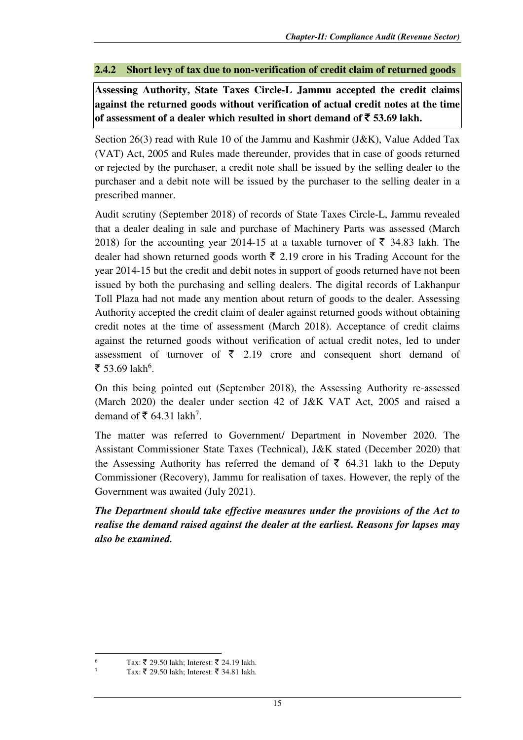### 2.4.2 Short levy of tax due to non-verification of credit claim of returned goods

**Assessing Authority, State Taxes Circle-L Jammu accepted the credit claims against the returned goods without verification of actual credit notes at the time of assessment of a dealer which resulted in short demand of ₹ 53.69 lakh.**

Section 26(3) read with Rule 10 of the Jammu and Kashmir (J&K), Value Added Tax (VAT) Act, 2005 and Rules made thereunder, provides that in case of goods returned or rejected by the purchaser, a credit note shall be issued by the selling dealer to the purchaser and a debit note will be issued by the purchaser to the selling dealer in a prescribed manner.

Audit scrutiny (September 2018) of records of State Taxes Circle-L, Jammu revealed that a dealer dealing in sale and purchase of Machinery Parts was assessed (March 2018) for the accounting year 2014-15 at a taxable turnover of ₹ 34.83 lakh. The dealer had shown returned goods worth ₹ 2.19 crore in his Trading Account for the year 2014-15 but the credit and debit notes in support of goods returned have not been issued by both the purchasing and selling dealers. The digital records of Lakhanpur Toll Plaza had not made any mention about return of goods to the dealer. Assessing Authority accepted the credit claim of dealer against returned goods without obtaining credit notes at the time of assessment (March 2018). Acceptance of credit claims against the returned goods without verification of actual credit notes, led to under assessment of turnover of ₹ 2.19 crore and consequent short demand of ₹ 53.69 lakh[6].

On this being pointed out (September 2018), the Assessing Authority re-assessed (March 2020) the dealer under section 42 of J&K VAT Act, 2005 and raised a demand of ₹ 64.31 lakh[7].

The matter was referred to Government/ Department in November 2020. The Assistant Commissioner State Taxes (Technical), J&K stated (December 2020) that the Assessing Authority has referred the demand of ₹ 64.31 lakh to the Deputy Commissioner (Recovery), Jammu for realisation of taxes. However, the reply of the Government was awaited (July 2021).

***The Department should take effective measures under the provisions of the Act to realise the demand raised against the dealer at the earliest. Reasons for lapses may also be examined.***

---

[6] Tax: ₹ 29.50 lakh; Interest: ₹ 24.19 lakh.

[7] Tax: ₹ 29.50 lakh; Interest: ₹ 34.81 lakh.